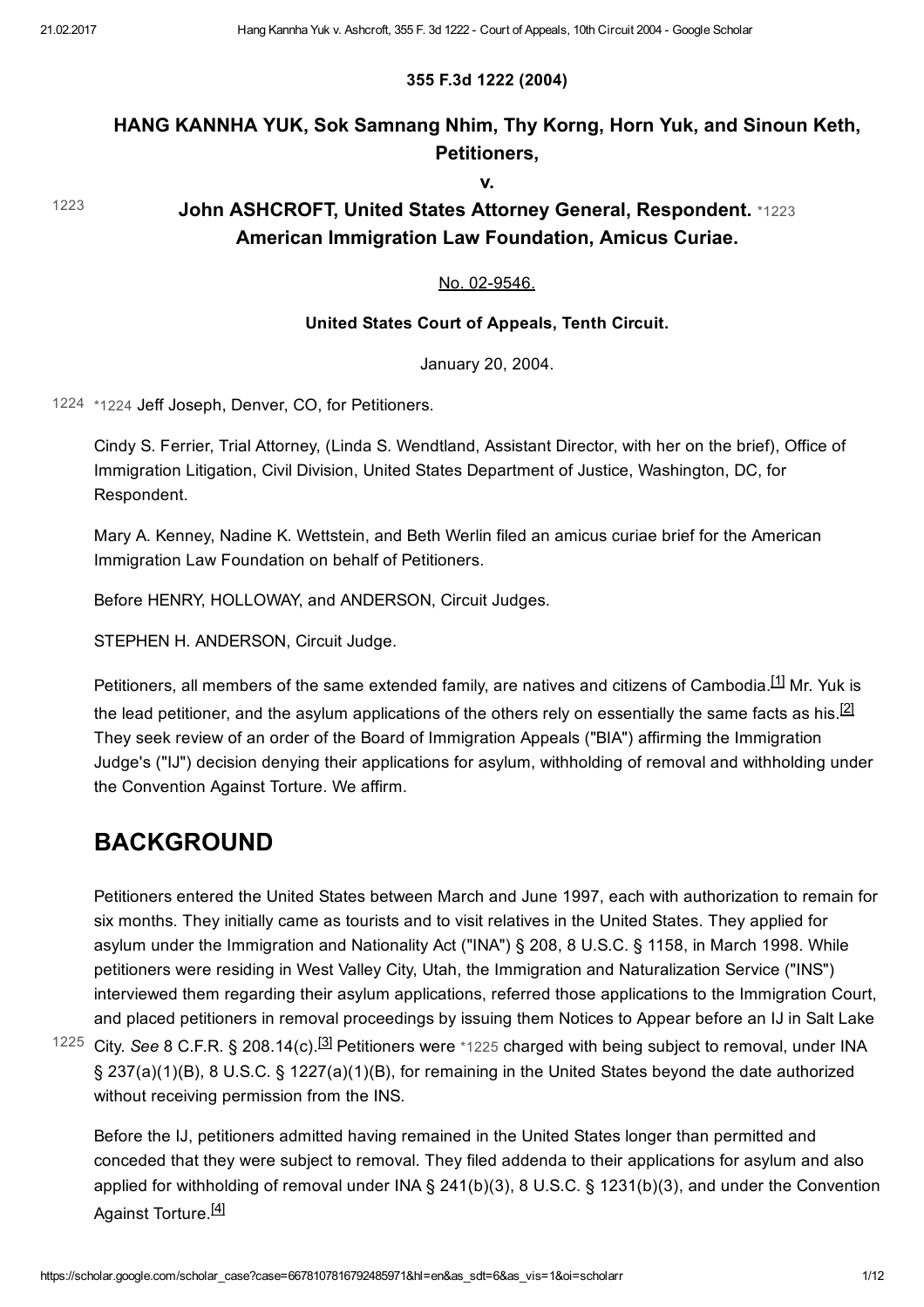**355 F.3d 1222 (2004)**

## HANG KANNHA YUK, Sok Samnang Nhim, Thy Korng, Horn Yuk, and Sinoun Keth, Petitioners,

**v.**

## John ASHCROFT, United States Attorney General, Respondent. *1223 American Immigration Law Foundation, Amicus Curiae.

No. 02-9546.

**United States Court of Appeals, Tenth Circuit.**

January 20, 2004.

*1224 Jeff Joseph, Denver, CO, for Petitioners.

Cindy S. Ferrier, Trial Attorney, (Linda S. Wendtland, Assistant Director, with her on the brief), Office of Immigration Litigation, Civil Division, United States Department of Justice, Washington, DC, for Respondent.

Mary A. Kenney, Nadine K. Wettstein, and Beth Werlin filed an amicus curiae brief for the American Immigration Law Foundation on behalf of Petitioners.

Before HENRY, HOLLOWAY, and ANDERSON, Circuit Judges.

STEPHEN H. ANDERSON, Circuit Judge.

Petitioners, all members of the same extended family, are natives and citizens of Cambodia.[1] Mr. Yuk is the lead petitioner, and the asylum applications of the others rely on essentially the same facts as his.[2] They seek review of an order of the Board of Immigration Appeals ("BIA") affirming the Immigration Judge's ("IJ") decision denying their applications for asylum, withholding of removal and withholding under the Convention Against Torture. We affirm.

# BACKGROUND

Petitioners entered the United States between March and June 1997, each with authorization to remain for six months. They initially came as tourists and to visit relatives in the United States. They applied for asylum under the Immigration and Nationality Act ("INA") § 208, 8 U.S.C. § 1158, in March 1998. While petitioners were residing in West Valley City, Utah, the Immigration and Naturalization Service ("INS") interviewed them regarding their asylum applications, referred those applications to the Immigration Court, and placed petitioners in removal proceedings by issuing them Notices to Appear before an IJ in Salt Lake City. *See* 8 C.F.R. § 208.14(c).[3] Petitioners were *1225 charged with being subject to removal, under INA § 237(a)(1)(B), 8 U.S.C. § 1227(a)(1)(B), for remaining in the United States beyond the date authorized without receiving permission from the INS.

Before the IJ, petitioners admitted having remained in the United States longer than permitted and conceded that they were subject to removal. They filed addenda to their applications for asylum and also applied for withholding of removal under INA § 241(b)(3), 8 U.S.C. § 1231(b)(3), and under the Convention Against Torture.[4]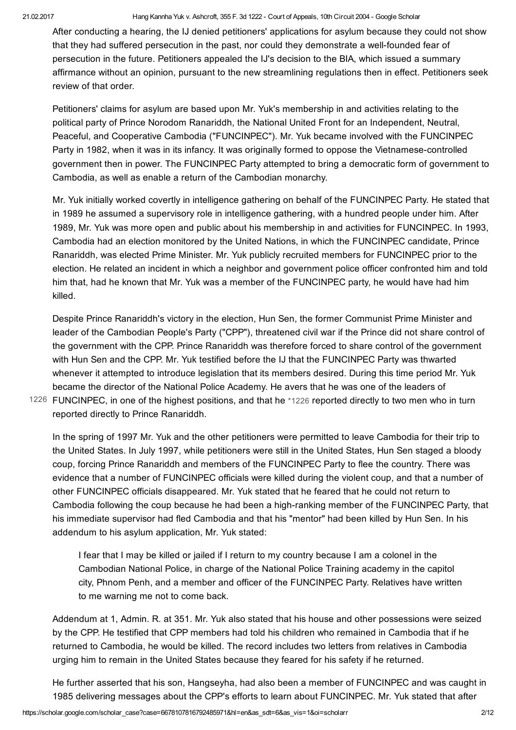After conducting a hearing, the IJ denied petitioners' applications for asylum because they could not show that they had suffered persecution in the past, nor could they demonstrate a well-founded fear of persecution in the future. Petitioners appealed the IJ's decision to the BIA, which issued a summary affirmance without an opinion, pursuant to the new streamlining regulations then in effect. Petitioners seek review of that order.

Petitioners' claims for asylum are based upon Mr. Yuk's membership in and activities relating to the political party of Prince Norodom Ranariddh, the National United Front for an Independent, Neutral, Peaceful, and Cooperative Cambodia ("FUNCINPEC"). Mr. Yuk became involved with the FUNCINPEC Party in 1982, when it was in its infancy. It was originally formed to oppose the Vietnamese-controlled government then in power. The FUNCINPEC Party attempted to bring a democratic form of government to Cambodia, as well as enable a return of the Cambodian monarchy.

Mr. Yuk initially worked covertly in intelligence gathering on behalf of the FUNCINPEC Party. He stated that in 1989 he assumed a supervisory role in intelligence gathering, with a hundred people under him. After 1989, Mr. Yuk was more open and public about his membership in and activities for FUNCINPEC. In 1993, Cambodia had an election monitored by the United Nations, in which the FUNCINPEC candidate, Prince Ranariddh, was elected Prime Minister. Mr. Yuk publicly recruited members for FUNCINPEC prior to the election. He related an incident in which a neighbor and government police officer confronted him and told him that, had he known that Mr. Yuk was a member of the FUNCINPEC party, he would have had him killed.

Despite Prince Ranariddh's victory in the election, Hun Sen, the former Communist Prime Minister and leader of the Cambodian People's Party ("CPP"), threatened civil war if the Prince did not share control of the government with the CPP. Prince Ranariddh was therefore forced to share control of the government with Hun Sen and the CPP. Mr. Yuk testified before the IJ that the FUNCINPEC Party was thwarted whenever it attempted to introduce legislation that its members desired. During this time period Mr. Yuk became the director of the National Police Academy. He avers that he was one of the leaders of FUNCINPEC, in one of the highest positions, and that he *1226 reported directly to two men who in turn reported directly to Prince Ranariddh.

In the spring of 1997 Mr. Yuk and the other petitioners were permitted to leave Cambodia for their trip to the United States. In July 1997, while petitioners were still in the United States, Hun Sen staged a bloody coup, forcing Prince Ranariddh and members of the FUNCINPEC Party to flee the country. There was evidence that a number of FUNCINPEC officials were killed during the violent coup, and that a number of other FUNCINPEC officials disappeared. Mr. Yuk stated that he feared that he could not return to Cambodia following the coup because he had been a high-ranking member of the FUNCINPEC Party, that his immediate supervisor had fled Cambodia and that his "mentor" had been killed by Hun Sen. In his addendum to his asylum application, Mr. Yuk stated:

> I fear that I may be killed or jailed if I return to my country because I am a colonel in the Cambodian National Police, in charge of the National Police Training academy in the capitol city, Phnom Penh, and a member and officer of the FUNCINPEC Party. Relatives have written to me warning me not to come back.

Addendum at 1, Admin. R. at 351. Mr. Yuk also stated that his house and other possessions were seized by the CPP. He testified that CPP members had told his children who remained in Cambodia that if he returned to Cambodia, he would be killed. The record includes two letters from relatives in Cambodia urging him to remain in the United States because they feared for his safety if he returned.

He further asserted that his son, Hangseyha, had also been a member of FUNCINPEC and was caught in 1985 delivering messages about the CPP's efforts to learn about FUNCINPEC. Mr. Yuk stated that after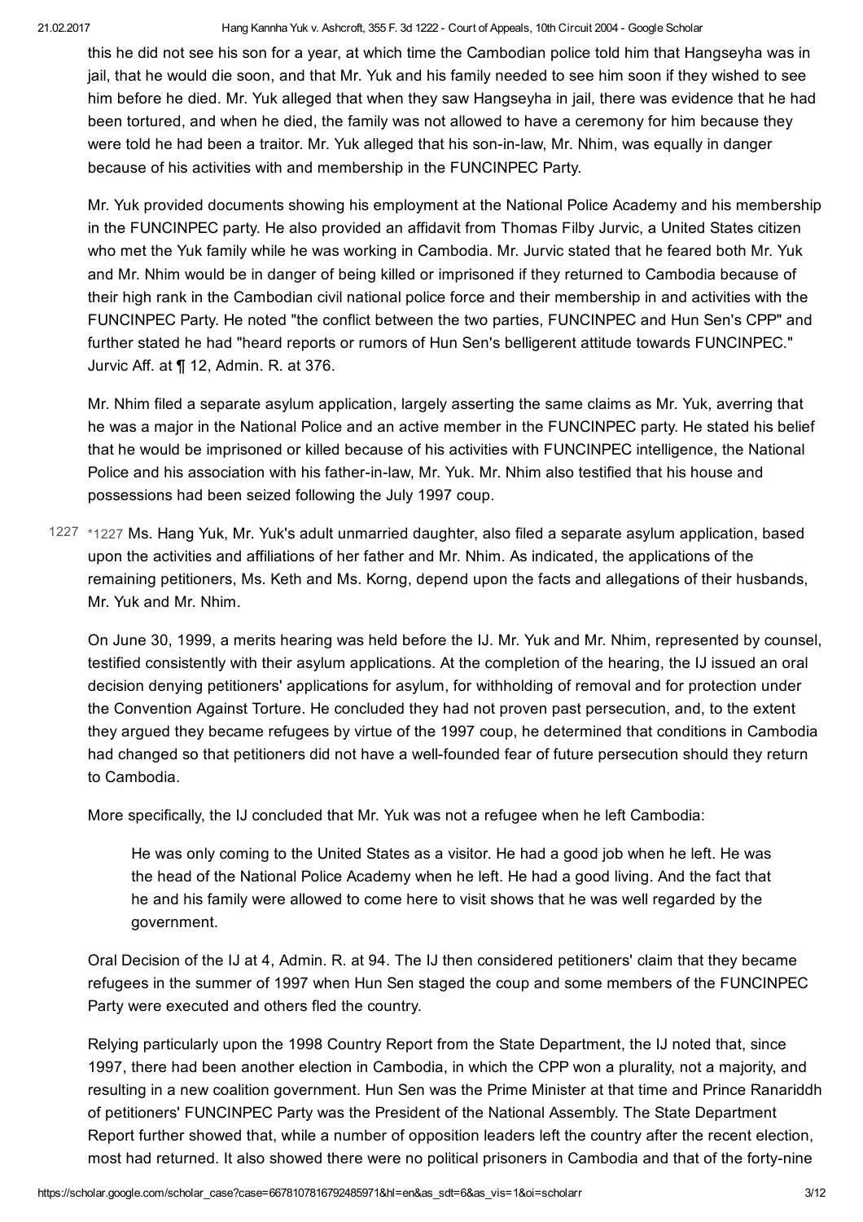this he did not see his son for a year, at which time the Cambodian police told him that Hangseyha was in jail, that he would die soon, and that Mr. Yuk and his family needed to see him soon if they wished to see him before he died. Mr. Yuk alleged that when they saw Hangseyha in jail, there was evidence that he had been tortured, and when he died, the family was not allowed to have a ceremony for him because they were told he had been a traitor. Mr. Yuk alleged that his son-in-law, Mr. Nhim, was equally in danger because of his activities with and membership in the FUNCINPEC Party.

Mr. Yuk provided documents showing his employment at the National Police Academy and his membership in the FUNCINPEC party. He also provided an affidavit from Thomas Filby Jurvic, a United States citizen who met the Yuk family while he was working in Cambodia. Mr. Jurvic stated that he feared both Mr. Yuk and Mr. Nhim would be in danger of being killed or imprisoned if they returned to Cambodia because of their high rank in the Cambodian civil national police force and their membership in and activities with the FUNCINPEC Party. He noted "the conflict between the two parties, FUNCINPEC and Hun Sen's CPP" and further stated he had "heard reports or rumors of Hun Sen's belligerent attitude towards FUNCINPEC." Jurvic Aff. at ¶ 12, Admin. R. at 376.

Mr. Nhim filed a separate asylum application, largely asserting the same claims as Mr. Yuk, averring that he was a major in the National Police and an active member in the FUNCINPEC party. He stated his belief that he would be imprisoned or killed because of his activities with FUNCINPEC intelligence, the National Police and his association with his father-in-law, Mr. Yuk. Mr. Nhim also testified that his house and possessions had been seized following the July 1997 coup.

*1227 Ms. Hang Yuk, Mr. Yuk's adult unmarried daughter, also filed a separate asylum application, based upon the activities and affiliations of her father and Mr. Nhim. As indicated, the applications of the remaining petitioners, Ms. Keth and Ms. Korng, depend upon the facts and allegations of their husbands, Mr. Yuk and Mr. Nhim.

On June 30, 1999, a merits hearing was held before the IJ. Mr. Yuk and Mr. Nhim, represented by counsel, testified consistently with their asylum applications. At the completion of the hearing, the IJ issued an oral decision denying petitioners' applications for asylum, for withholding of removal and for protection under the Convention Against Torture. He concluded they had not proven past persecution, and, to the extent they argued they became refugees by virtue of the 1997 coup, he determined that conditions in Cambodia had changed so that petitioners did not have a well-founded fear of future persecution should they return to Cambodia.

More specifically, the IJ concluded that Mr. Yuk was not a refugee when he left Cambodia:

> He was only coming to the United States as a visitor. He had a good job when he left. He was the head of the National Police Academy when he left. He had a good living. And the fact that he and his family were allowed to come here to visit shows that he was well regarded by the government.

Oral Decision of the IJ at 4, Admin. R. at 94. The IJ then considered petitioners' claim that they became refugees in the summer of 1997 when Hun Sen staged the coup and some members of the FUNCINPEC Party were executed and others fled the country.

Relying particularly upon the 1998 Country Report from the State Department, the IJ noted that, since 1997, there had been another election in Cambodia, in which the CPP won a plurality, not a majority, and resulting in a new coalition government. Hun Sen was the Prime Minister at that time and Prince Ranariddh of petitioners' FUNCINPEC Party was the President of the National Assembly. The State Department Report further showed that, while a number of opposition leaders left the country after the recent election, most had returned. It also showed there were no political prisoners in Cambodia and that of the forty-nine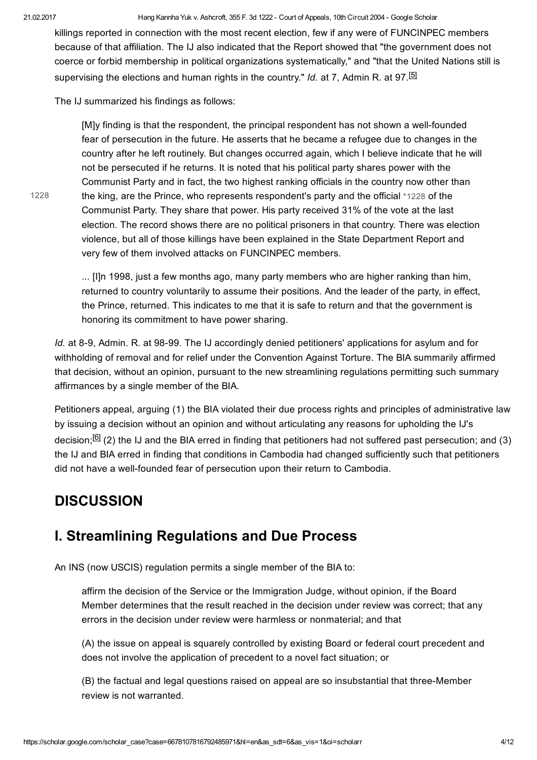killings reported in connection with the most recent election, few if any were of FUNCINPEC members because of that affiliation. The IJ also indicated that the Report showed that "the government does not coerce or forbid membership in political organizations systematically," and "that the United Nations still is supervising the elections and human rights in the country." *Id.* at 7, Admin R. at 97.[5]

The IJ summarized his findings as follows:

> [M]y finding is that the respondent, the principal respondent has not shown a well-founded fear of persecution in the future. He asserts that he became a refugee due to changes in the country after he left routinely. But changes occurred again, which I believe indicate that he will not be persecuted if he returns. It is noted that his political party shares power with the Communist Party and in fact, the two highest ranking officials in the country now other than the king, are the Prince, who represents respondent's party and the official *1228 of the Communist Party. They share that power. His party received 31% of the vote at the last election. The record shows there are no political prisoners in that country. There was election violence, but all of those killings have been explained in the State Department Report and very few of them involved attacks on FUNCINPEC members.
>
> ... [I]n 1998, just a few months ago, many party members who are higher ranking than him, returned to country voluntarily to assume their positions. And the leader of the party, in effect, the Prince, returned. This indicates to me that it is safe to return and that the government is honoring its commitment to have power sharing.

*Id.* at 8-9, Admin. R. at 98-99. The IJ accordingly denied petitioners' applications for asylum and for withholding of removal and for relief under the Convention Against Torture. The BIA summarily affirmed that decision, without an opinion, pursuant to the new streamlining regulations permitting such summary affirmances by a single member of the BIA.

Petitioners appeal, arguing (1) the BIA violated their due process rights and principles of administrative law by issuing a decision without an opinion and without articulating any reasons for upholding the IJ's decision;[6] (2) the IJ and the BIA erred in finding that petitioners had not suffered past persecution; and (3) the IJ and BIA erred in finding that conditions in Cambodia had changed sufficiently such that petitioners did not have a well-founded fear of persecution upon their return to Cambodia.

## DISCUSSION

## I. Streamlining Regulations and Due Process

An INS (now USCIS) regulation permits a single member of the BIA to:

> affirm the decision of the Service or the Immigration Judge, without opinion, if the Board Member determines that the result reached in the decision under review was correct; that any errors in the decision under review were harmless or nonmaterial; and that
>
> (A) the issue on appeal is squarely controlled by existing Board or federal court precedent and does not involve the application of precedent to a novel fact situation; or
>
> (B) the factual and legal questions raised on appeal are so insubstantial that three-Member review is not warranted.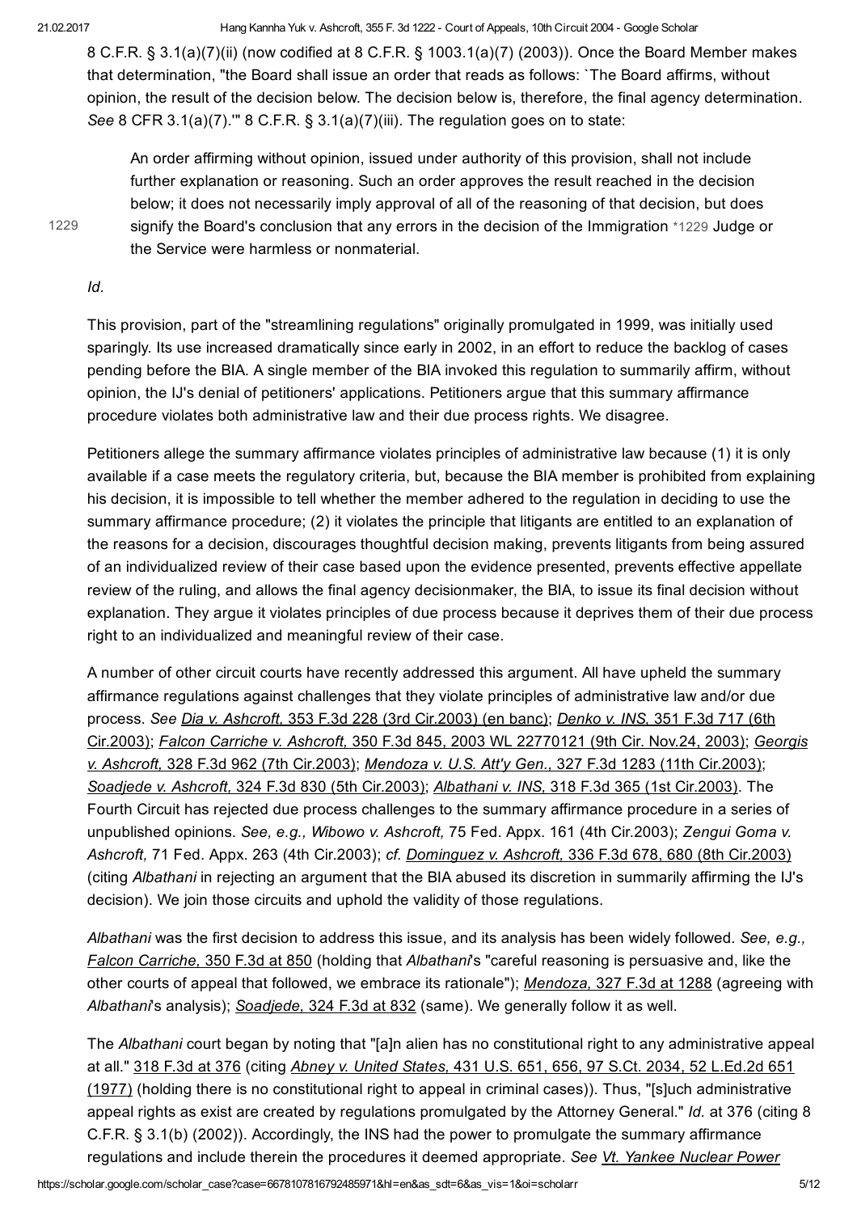8 C.F.R. § 3.1(a)(7)(ii) (now codified at 8 C.F.R. § 1003.1(a)(7) (2003)). Once the Board Member makes that determination, "the Board shall issue an order that reads as follows: `The Board affirms, without opinion, the result of the decision below. The decision below is, therefore, the final agency determination. *See* 8 CFR 3.1(a)(7).'" 8 C.F.R. § 3.1(a)(7)(iii). The regulation goes on to state:

> An order affirming without opinion, issued under authority of this provision, shall not include further explanation or reasoning. Such an order approves the result reached in the decision below; it does not necessarily imply approval of all of the reasoning of that decision, but does signify the Board's conclusion that any errors in the decision of the Immigration *1229 Judge or the Service were harmless or nonmaterial.

*Id.*

This provision, part of the "streamlining regulations" originally promulgated in 1999, was initially used sparingly. Its use increased dramatically since early in 2002, in an effort to reduce the backlog of cases pending before the BIA. A single member of the BIA invoked this regulation to summarily affirm, without opinion, the IJ's denial of petitioners' applications. Petitioners argue that this summary affirmance procedure violates both administrative law and their due process rights. We disagree.

Petitioners allege the summary affirmance violates principles of administrative law because (1) it is only available if a case meets the regulatory criteria, but, because the BIA member is prohibited from explaining his decision, it is impossible to tell whether the member adhered to the regulation in deciding to use the summary affirmance procedure; (2) it violates the principle that litigants are entitled to an explanation of the reasons for a decision, discourages thoughtful decision making, prevents litigants from being assured of an individualized review of their case based upon the evidence presented, prevents effective appellate review of the ruling, and allows the final agency decisionmaker, the BIA, to issue its final decision without explanation. They argue it violates principles of due process because it deprives them of their due process right to an individualized and meaningful review of their case.

A number of other circuit courts have recently addressed this argument. All have upheld the summary affirmance regulations against challenges that they violate principles of administrative law and/or due process. *See Dia v. Ashcroft,* 353 F.3d 228 (3rd Cir.2003) (en banc); *Denko v. INS,* 351 F.3d 717 (6th Cir.2003); *Falcon Carriche v. Ashcroft,* 350 F.3d 845, 2003 WL 22770121 (9th Cir. Nov.24, 2003); *Georgis v. Ashcroft,* 328 F.3d 962 (7th Cir.2003); *Mendoza v. U.S. Att'y Gen.,* 327 F.3d 1283 (11th Cir.2003); *Soadjede v. Ashcroft,* 324 F.3d 830 (5th Cir.2003); *Albathani v. INS,* 318 F.3d 365 (1st Cir.2003). The Fourth Circuit has rejected due process challenges to the summary affirmance procedure in a series of unpublished opinions. *See, e.g., Wibowo v. Ashcroft,* 75 Fed. Appx. 161 (4th Cir.2003); *Zengui Goma v. Ashcroft,* 71 Fed. Appx. 263 (4th Cir.2003); *cf. Dominguez v. Ashcroft,* 336 F.3d 678, 680 (8th Cir.2003) (citing *Albathani* in rejecting an argument that the BIA abused its discretion in summarily affirming the IJ's decision). We join those circuits and uphold the validity of those regulations.

*Albathani* was the first decision to address this issue, and its analysis has been widely followed. *See, e.g., Falcon Carriche,* 350 F.3d at 850 (holding that *Albathani*'s "careful reasoning is persuasive and, like the other courts of appeal that followed, we embrace its rationale"); *Mendoza,* 327 F.3d at 1288 (agreeing with *Albathani*'s analysis); *Soadjede,* 324 F.3d at 832 (same). We generally follow it as well.

The *Albathani* court began by noting that "[a]n alien has no constitutional right to any administrative appeal at all." 318 F.3d at 376 (citing *Abney v. United States,* 431 U.S. 651, 656, 97 S.Ct. 2034, 52 L.Ed.2d 651 (1977) (holding there is no constitutional right to appeal in criminal cases)). Thus, "[s]uch administrative appeal rights as exist are created by regulations promulgated by the Attorney General." *Id.* at 376 (citing 8 C.F.R. § 3.1(b) (2002)). Accordingly, the INS had the power to promulgate the summary affirmance regulations and include therein the procedures it deemed appropriate. *See Vt. Yankee Nuclear Power*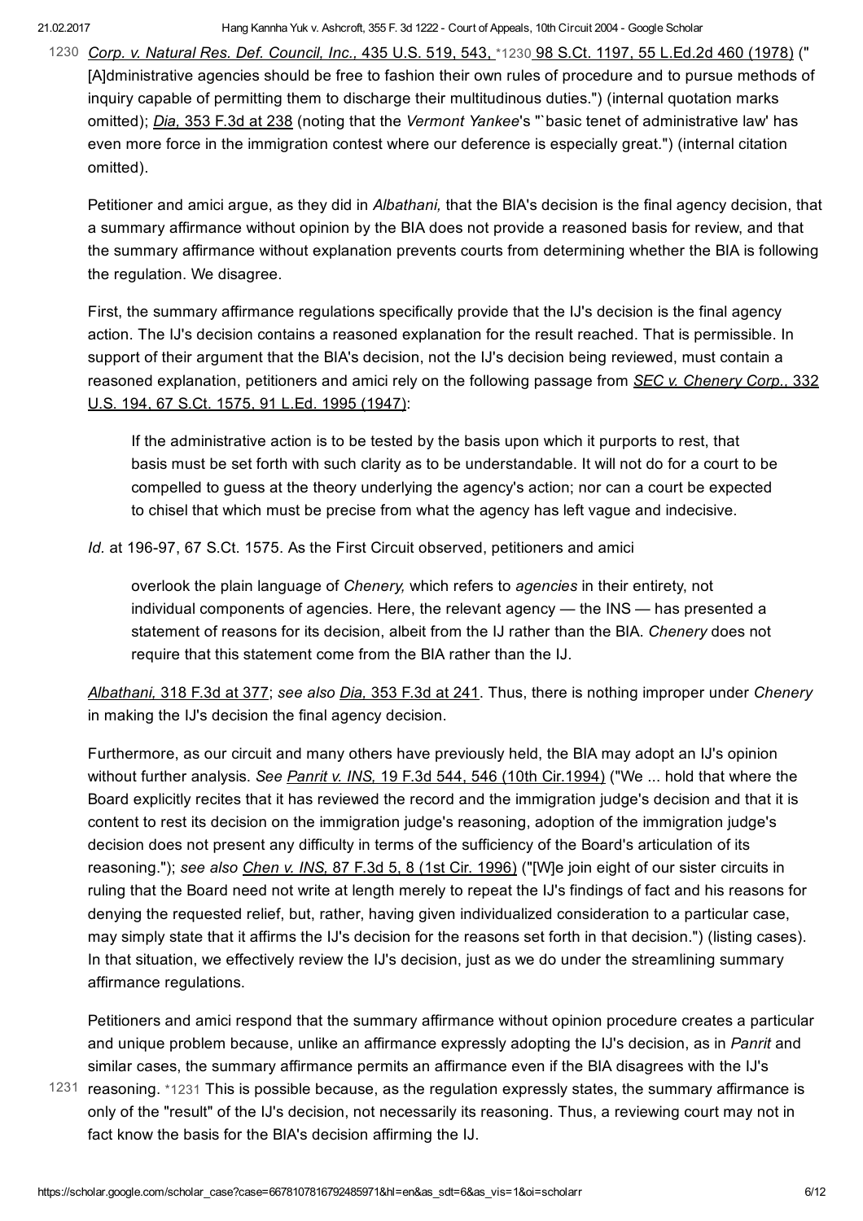*Corp. v. Natural Res. Def. Council, Inc.,* 435 U.S. 519, 543, *1230 98 S.Ct. 1197, 55 L.Ed.2d 460 (1978) ("[A]dministrative agencies should be free to fashion their own rules of procedure and to pursue methods of inquiry capable of permitting them to discharge their multitudinous duties.") (internal quotation marks omitted); *Dia,* 353 F.3d at 238 (noting that the *Vermont Yankee*'s "`basic tenet of administrative law' has even more force in the immigration contest where our deference is especially great.") (internal citation omitted).

Petitioner and amici argue, as they did in *Albathani,* that the BIA's decision is the final agency decision, that a summary affirmance without opinion by the BIA does not provide a reasoned basis for review, and that the summary affirmance without explanation prevents courts from determining whether the BIA is following the regulation. We disagree.

First, the summary affirmance regulations specifically provide that the IJ's decision is the final agency action. The IJ's decision contains a reasoned explanation for the result reached. That is permissible. In support of their argument that the BIA's decision, not the IJ's decision being reviewed, must contain a reasoned explanation, petitioners and amici rely on the following passage from *SEC v. Chenery Corp.,* 332 U.S. 194, 67 S.Ct. 1575, 91 L.Ed. 1995 (1947):

> If the administrative action is to be tested by the basis upon which it purports to rest, that basis must be set forth with such clarity as to be understandable. It will not do for a court to be compelled to guess at the theory underlying the agency's action; nor can a court be expected to chisel that which must be precise from what the agency has left vague and indecisive.

*Id.* at 196-97, 67 S.Ct. 1575. As the First Circuit observed, petitioners and amici

> overlook the plain language of *Chenery,* which refers to *agencies* in their entirety, not individual components of agencies. Here, the relevant agency — the INS — has presented a statement of reasons for its decision, albeit from the IJ rather than the BIA. *Chenery* does not require that this statement come from the BIA rather than the IJ.

*Albathani,* 318 F.3d at 377; *see also Dia,* 353 F.3d at 241. Thus, there is nothing improper under *Chenery* in making the IJ's decision the final agency decision.

Furthermore, as our circuit and many others have previously held, the BIA may adopt an IJ's opinion without further analysis. *See Panrit v. INS,* 19 F.3d 544, 546 (10th Cir.1994) ("We ... hold that where the Board explicitly recites that it has reviewed the record and the immigration judge's decision and that it is content to rest its decision on the immigration judge's reasoning, adoption of the immigration judge's decision does not present any difficulty in terms of the sufficiency of the Board's articulation of its reasoning."); *see also Chen v. INS,* 87 F.3d 5, 8 (1st Cir. 1996) ("[W]e join eight of our sister circuits in ruling that the Board need not write at length merely to repeat the IJ's findings of fact and his reasons for denying the requested relief, but, rather, having given individualized consideration to a particular case, may simply state that it affirms the IJ's decision for the reasons set forth in that decision.") (listing cases). In that situation, we effectively review the IJ's decision, just as we do under the streamlining summary affirmance regulations.

Petitioners and amici respond that the summary affirmance without opinion procedure creates a particular and unique problem because, unlike an affirmance expressly adopting the IJ's decision, as in *Panrit* and similar cases, the summary affirmance permits an affirmance even if the BIA disagrees with the IJ's reasoning. *1231 This is possible because, as the regulation expressly states, the summary affirmance is only of the "result" of the IJ's decision, not necessarily its reasoning. Thus, a reviewing court may not in fact know the basis for the BIA's decision affirming the IJ.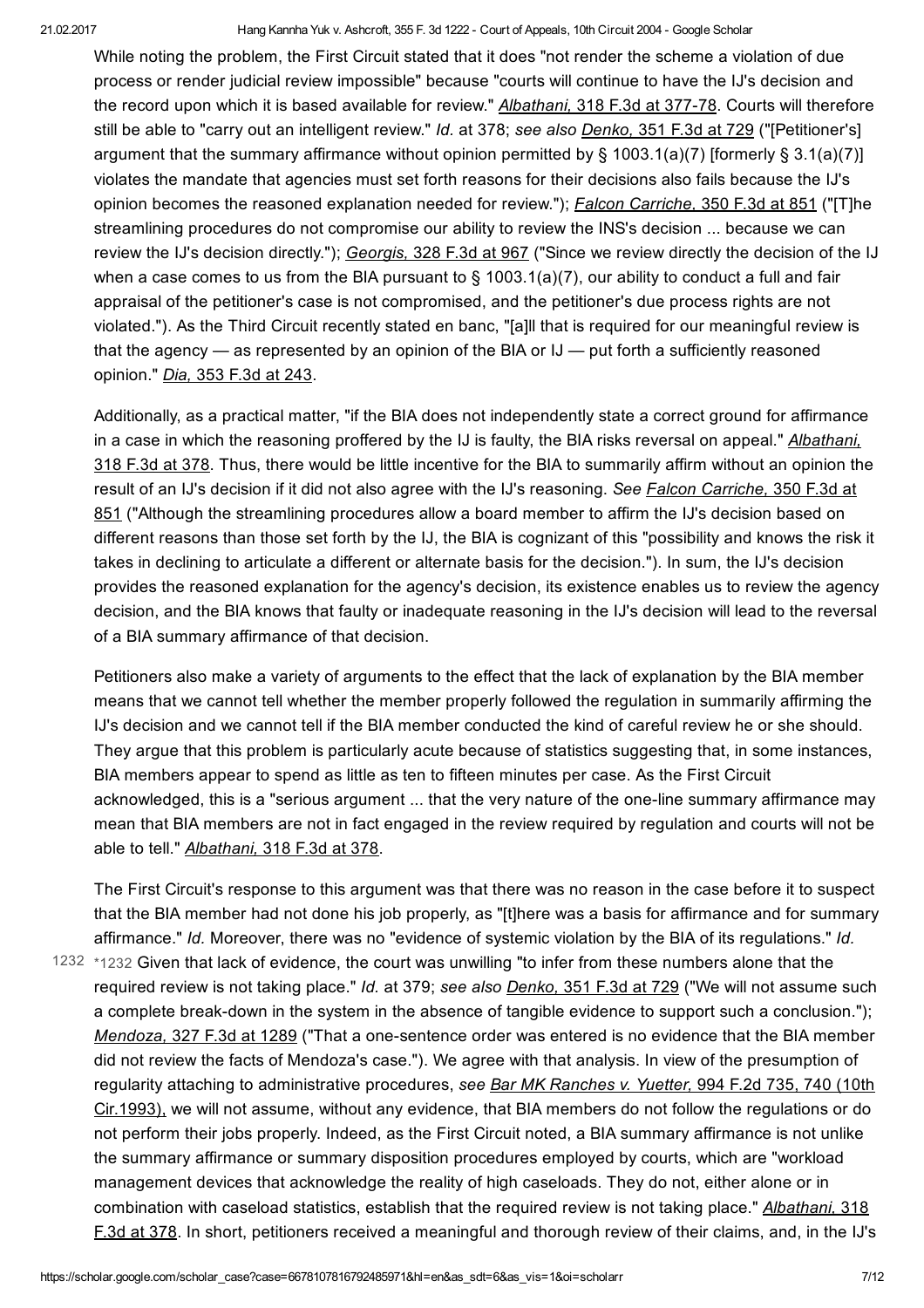While noting the problem, the First Circuit stated that it does "not render the scheme a violation of due process or render judicial review impossible" because "courts will continue to have the IJ's decision and the record upon which it is based available for review." *Albathani,* 318 F.3d at 377-78. Courts will therefore still be able to "carry out an intelligent review." *Id.* at 378; *see also Denko,* 351 F.3d at 729 ("[Petitioner's] argument that the summary affirmance without opinion permitted by § 1003.1(a)(7) [formerly § 3.1(a)(7)] violates the mandate that agencies must set forth reasons for their decisions also fails because the IJ's opinion becomes the reasoned explanation needed for review."); *Falcon Carriche,* 350 F.3d at 851 ("[T]he streamlining procedures do not compromise our ability to review the INS's decision ... because we can review the IJ's decision directly."); *Georgis,* 328 F.3d at 967 ("Since we review directly the decision of the IJ when a case comes to us from the BIA pursuant to § 1003.1(a)(7), our ability to conduct a full and fair appraisal of the petitioner's case is not compromised, and the petitioner's due process rights are not violated."). As the Third Circuit recently stated en banc, "[a]ll that is required for our meaningful review is that the agency — as represented by an opinion of the BIA or IJ — put forth a sufficiently reasoned opinion." *Dia,* 353 F.3d at 243.

Additionally, as a practical matter, "if the BIA does not independently state a correct ground for affirmance in a case in which the reasoning proffered by the IJ is faulty, the BIA risks reversal on appeal." *Albathani,* 318 F.3d at 378. Thus, there would be little incentive for the BIA to summarily affirm without an opinion the result of an IJ's decision if it did not also agree with the IJ's reasoning. *See Falcon Carriche,* 350 F.3d at 851 ("Although the streamlining procedures allow a board member to affirm the IJ's decision based on different reasons than those set forth by the IJ, the BIA is cognizant of this "possibility and knows the risk it takes in declining to articulate a different or alternate basis for the decision."). In sum, the IJ's decision provides the reasoned explanation for the agency's decision, its existence enables us to review the agency decision, and the BIA knows that faulty or inadequate reasoning in the IJ's decision will lead to the reversal of a BIA summary affirmance of that decision.

Petitioners also make a variety of arguments to the effect that the lack of explanation by the BIA member means that we cannot tell whether the member properly followed the regulation in summarily affirming the IJ's decision and we cannot tell if the BIA member conducted the kind of careful review he or she should. They argue that this problem is particularly acute because of statistics suggesting that, in some instances, BIA members appear to spend as little as ten to fifteen minutes per case. As the First Circuit acknowledged, this is a "serious argument ... that the very nature of the one-line summary affirmance may mean that BIA members are not in fact engaged in the review required by regulation and courts will not be able to tell." *Albathani,* 318 F.3d at 378.

The First Circuit's response to this argument was that there was no reason in the case before it to suspect that the BIA member had not done his job properly, as "[t]here was a basis for affirmance and for summary affirmance." *Id.* Moreover, there was no "evidence of systemic violation by the BIA of its regulations." *Id.* *1232 Given that lack of evidence, the court was unwilling "to infer from these numbers alone that the required review is not taking place." *Id.* at 379; *see also Denko,* 351 F.3d at 729 ("We will not assume such a complete break-down in the system in the absence of tangible evidence to support such a conclusion."); *Mendoza,* 327 F.3d at 1289 ("That a one-sentence order was entered is no evidence that the BIA member did not review the facts of Mendoza's case."). We agree with that analysis. In view of the presumption of regularity attaching to administrative procedures, *see Bar MK Ranches v. Yuetter,* 994 F.2d 735, 740 (10th Cir.1993), we will not assume, without any evidence, that BIA members do not follow the regulations or do not perform their jobs properly. Indeed, as the First Circuit noted, a BIA summary affirmance is not unlike the summary affirmance or summary disposition procedures employed by courts, which are "workload management devices that acknowledge the reality of high caseloads. They do not, either alone or in combination with caseload statistics, establish that the required review is not taking place." *Albathani,* 318 F.3d at 378. In short, petitioners received a meaningful and thorough review of their claims, and, in the IJ's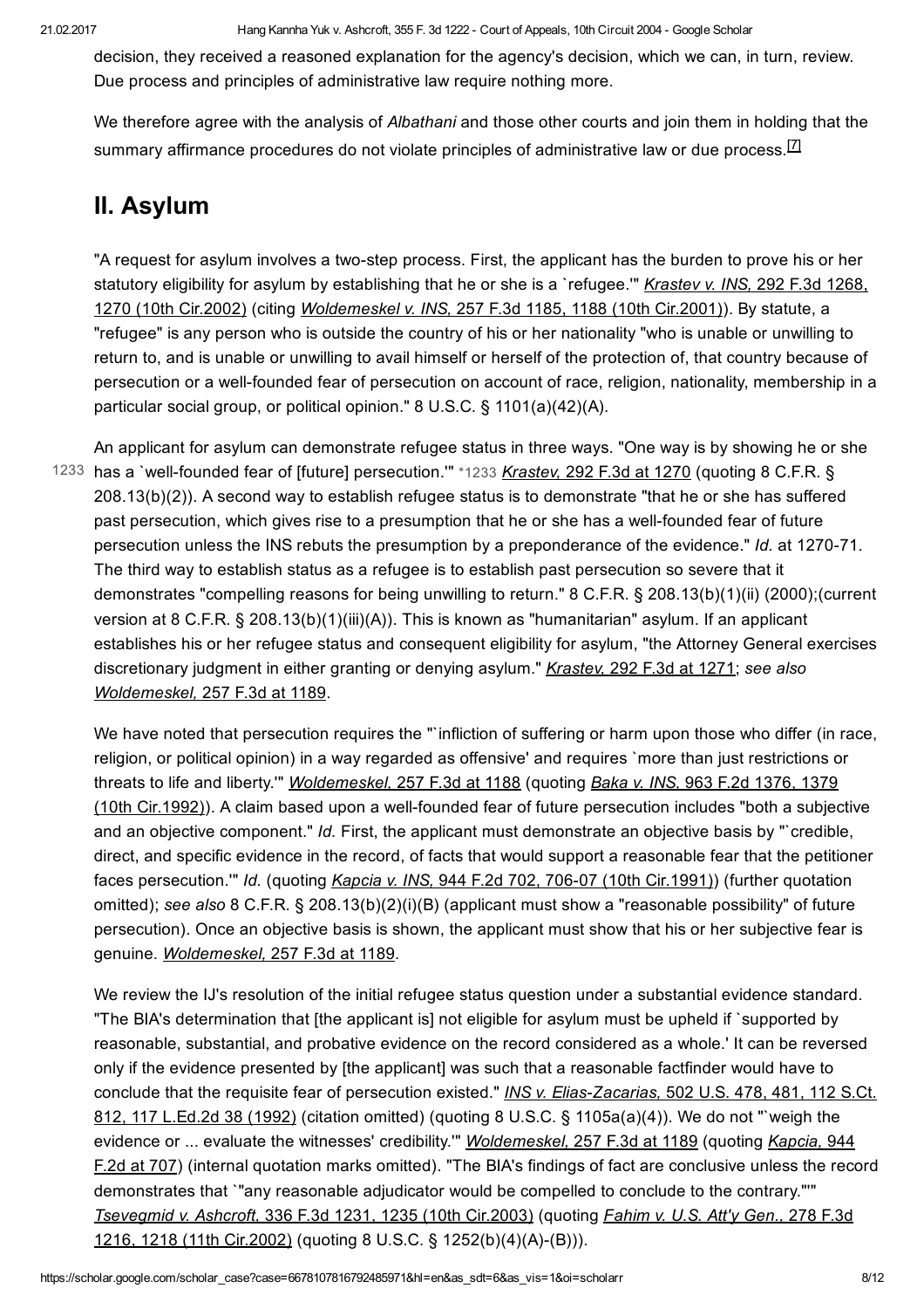decision, they received a reasoned explanation for the agency's decision, which we can, in turn, review. Due process and principles of administrative law require nothing more.

We therefore agree with the analysis of *Albathani* and those other courts and join them in holding that the summary affirmance procedures do not violate principles of administrative law or due process.[7]

## II. Asylum

"A request for asylum involves a two-step process. First, the applicant has the burden to prove his or her statutory eligibility for asylum by establishing that he or she is a `refugee.'" *Krastev v. INS,* 292 F.3d 1268, 1270 (10th Cir.2002) (citing *Woldemeskel v. INS,* 257 F.3d 1185, 1188 (10th Cir.2001)). By statute, a "refugee" is any person who is outside the country of his or her nationality "who is unable or unwilling to return to, and is unable or unwilling to avail himself or herself of the protection of, that country because of persecution or a well-founded fear of persecution on account of race, religion, nationality, membership in a particular social group, or political opinion." 8 U.S.C. § 1101(a)(42)(A).

An applicant for asylum can demonstrate refugee status in three ways. "One way is by showing he or she has a `well-founded fear of [future] persecution.'" *1233 *Krastev,* 292 F.3d at 1270 (quoting 8 C.F.R. § 208.13(b)(2)). A second way to establish refugee status is to demonstrate "that he or she has suffered past persecution, which gives rise to a presumption that he or she has a well-founded fear of future persecution unless the INS rebuts the presumption by a preponderance of the evidence." *Id.* at 1270-71. The third way to establish status as a refugee is to establish past persecution so severe that it demonstrates "compelling reasons for being unwilling to return." 8 C.F.R. § 208.13(b)(1)(ii) (2000);(current version at 8 C.F.R. § 208.13(b)(1)(iii)(A)). This is known as "humanitarian" asylum. If an applicant establishes his or her refugee status and consequent eligibility for asylum, "the Attorney General exercises discretionary judgment in either granting or denying asylum." *Krastev,* 292 F.3d at 1271; *see also Woldemeskel,* 257 F.3d at 1189.

We have noted that persecution requires the "`infliction of suffering or harm upon those who differ (in race, religion, or political opinion) in a way regarded as offensive' and requires `more than just restrictions or threats to life and liberty.'" *Woldemeskel,* 257 F.3d at 1188 (quoting *Baka v. INS,* 963 F.2d 1376, 1379 (10th Cir.1992)). A claim based upon a well-founded fear of future persecution includes "both a subjective and an objective component." *Id.* First, the applicant must demonstrate an objective basis by "`credible, direct, and specific evidence in the record, of facts that would support a reasonable fear that the petitioner faces persecution.'" *Id.* (quoting *Kapcia v. INS,* 944 F.2d 702, 706-07 (10th Cir.1991)) (further quotation omitted); *see also* 8 C.F.R. § 208.13(b)(2)(i)(B) (applicant must show a "reasonable possibility" of future persecution). Once an objective basis is shown, the applicant must show that his or her subjective fear is genuine. *Woldemeskel,* 257 F.3d at 1189.

We review the IJ's resolution of the initial refugee status question under a substantial evidence standard. "The BIA's determination that [the applicant is] not eligible for asylum must be upheld if `supported by reasonable, substantial, and probative evidence on the record considered as a whole.' It can be reversed only if the evidence presented by [the applicant] was such that a reasonable factfinder would have to conclude that the requisite fear of persecution existed." *INS v. Elias-Zacarias,* 502 U.S. 478, 481, 112 S.Ct. 812, 117 L.Ed.2d 38 (1992) (citation omitted) (quoting 8 U.S.C. § 1105a(a)(4)). We do not "`weigh the evidence or ... evaluate the witnesses' credibility.'" *Woldemeskel,* 257 F.3d at 1189 (quoting *Kapcia,* 944 F.2d at 707) (internal quotation marks omitted). "The BIA's findings of fact are conclusive unless the record demonstrates that `"any reasonable adjudicator would be compelled to conclude to the contrary."'" *Tsevegmid v. Ashcroft,* 336 F.3d 1231, 1235 (10th Cir.2003) (quoting *Fahim v. U.S. Att'y Gen.,* 278 F.3d 1216, 1218 (11th Cir.2002) (quoting 8 U.S.C. § 1252(b)(4)(A)-(B))).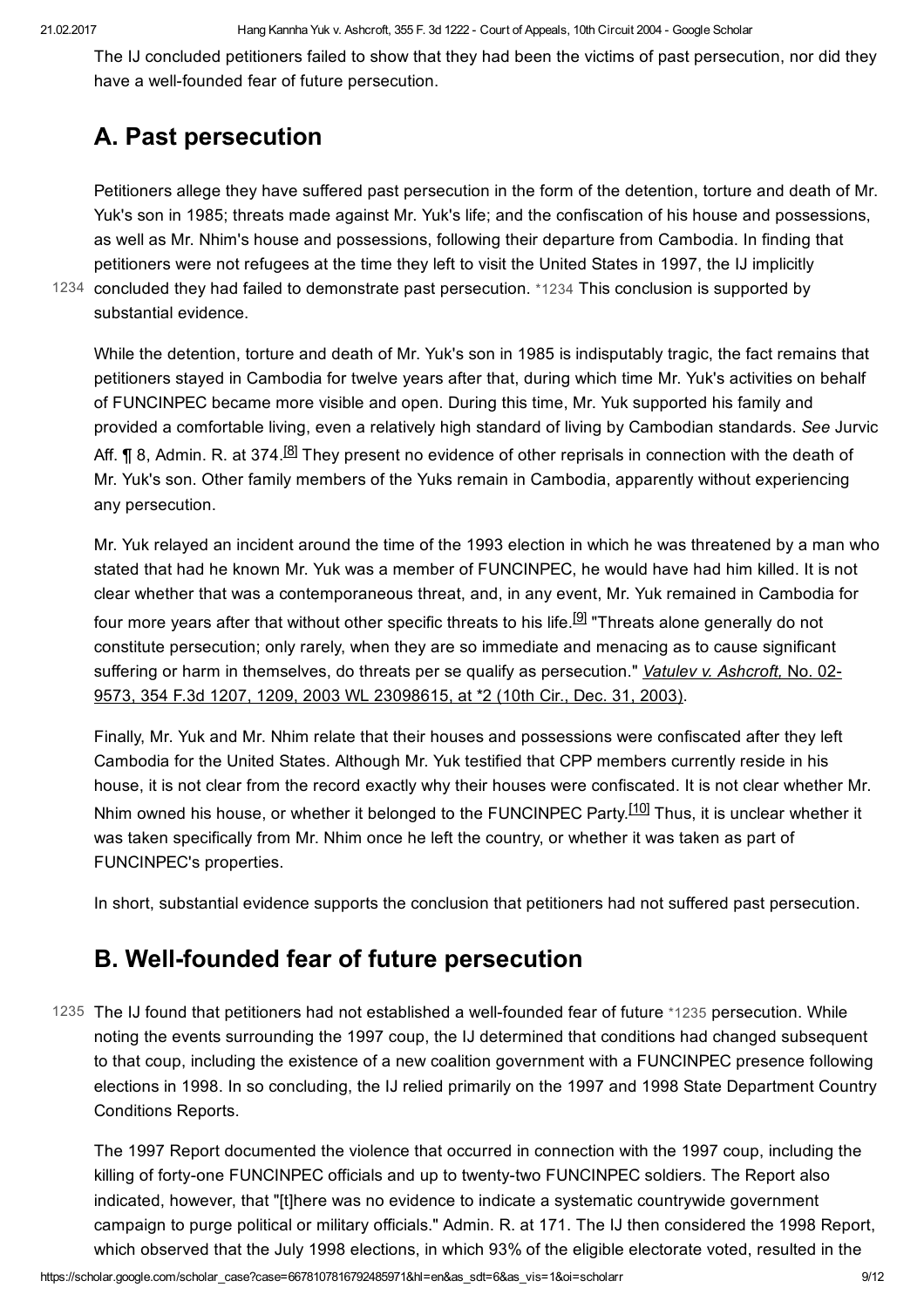The IJ concluded petitioners failed to show that they had been the victims of past persecution, nor did they have a well-founded fear of future persecution.

## A. Past persecution

Petitioners allege they have suffered past persecution in the form of the detention, torture and death of Mr. Yuk's son in 1985; threats made against Mr. Yuk's life; and the confiscation of his house and possessions, as well as Mr. Nhim's house and possessions, following their departure from Cambodia. In finding that petitioners were not refugees at the time they left to visit the United States in 1997, the IJ implicitly concluded they had failed to demonstrate past persecution. *1234 This conclusion is supported by substantial evidence.

While the detention, torture and death of Mr. Yuk's son in 1985 is indisputably tragic, the fact remains that petitioners stayed in Cambodia for twelve years after that, during which time Mr. Yuk's activities on behalf of FUNCINPEC became more visible and open. During this time, Mr. Yuk supported his family and provided a comfortable living, even a relatively high standard of living by Cambodian standards. *See* Jurvic Aff. ¶ 8, Admin. R. at 374.[8] They present no evidence of other reprisals in connection with the death of Mr. Yuk's son. Other family members of the Yuks remain in Cambodia, apparently without experiencing any persecution.

Mr. Yuk relayed an incident around the time of the 1993 election in which he was threatened by a man who stated that had he known Mr. Yuk was a member of FUNCINPEC, he would have had him killed. It is not clear whether that was a contemporaneous threat, and, in any event, Mr. Yuk remained in Cambodia for four more years after that without other specific threats to his life.[9] "Threats alone generally do not constitute persecution; only rarely, when they are so immediate and menacing as to cause significant suffering or harm in themselves, do threats per se qualify as persecution." *Vatulev v. Ashcroft,* No. 02-9573, 354 F.3d 1207, 1209, 2003 WL 23098615, at *2 (10th Cir., Dec. 31, 2003).

Finally, Mr. Yuk and Mr. Nhim relate that their houses and possessions were confiscated after they left Cambodia for the United States. Although Mr. Yuk testified that CPP members currently reside in his house, it is not clear from the record exactly why their houses were confiscated. It is not clear whether Mr. Nhim owned his house, or whether it belonged to the FUNCINPEC Party.[10] Thus, it is unclear whether it was taken specifically from Mr. Nhim once he left the country, or whether it was taken as part of FUNCINPEC's properties.

In short, substantial evidence supports the conclusion that petitioners had not suffered past persecution.

## B. Well-founded fear of future persecution

The IJ found that petitioners had not established a well-founded fear of future *1235 persecution. While noting the events surrounding the 1997 coup, the IJ determined that conditions had changed subsequent to that coup, including the existence of a new coalition government with a FUNCINPEC presence following elections in 1998. In so concluding, the IJ relied primarily on the 1997 and 1998 State Department Country Conditions Reports.

The 1997 Report documented the violence that occurred in connection with the 1997 coup, including the killing of forty-one FUNCINPEC officials and up to twenty-two FUNCINPEC soldiers. The Report also indicated, however, that "[t]here was no evidence to indicate a systematic countrywide government campaign to purge political or military officials." Admin. R. at 171. The IJ then considered the 1998 Report, which observed that the July 1998 elections, in which 93% of the eligible electorate voted, resulted in the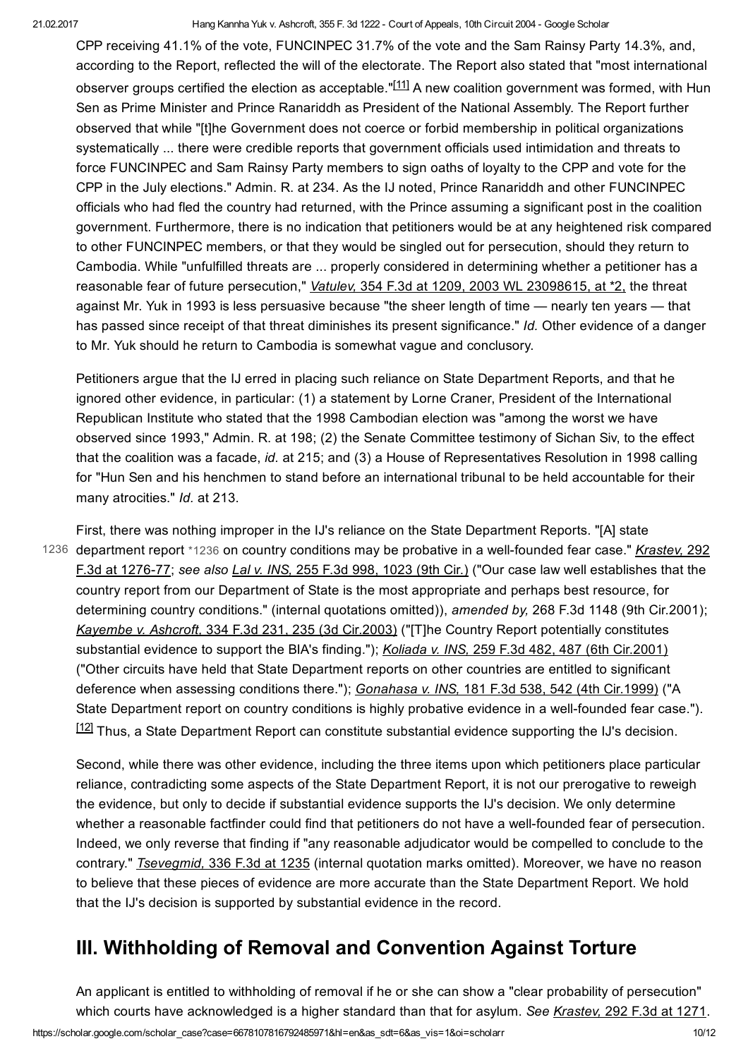CPP receiving 41.1% of the vote, FUNCINPEC 31.7% of the vote and the Sam Rainsy Party 14.3%, and, according to the Report, reflected the will of the electorate. The Report also stated that "most international observer groups certified the election as acceptable."[11] A new coalition government was formed, with Hun Sen as Prime Minister and Prince Ranariddh as President of the National Assembly. The Report further observed that while "[t]he Government does not coerce or forbid membership in political organizations systematically ... there were credible reports that government officials used intimidation and threats to force FUNCINPEC and Sam Rainsy Party members to sign oaths of loyalty to the CPP and vote for the CPP in the July elections." Admin. R. at 234. As the IJ noted, Prince Ranariddh and other FUNCINPEC officials who had fled the country had returned, with the Prince assuming a significant post in the coalition government. Furthermore, there is no indication that petitioners would be at any heightened risk compared to other FUNCINPEC members, or that they would be singled out for persecution, should they return to Cambodia. While "unfulfilled threats are ... properly considered in determining whether a petitioner has a reasonable fear of future persecution," *Vatulev,* 354 F.3d at 1209, 2003 WL 23098615, at *2, the threat against Mr. Yuk in 1993 is less persuasive because "the sheer length of time — nearly ten years — that has passed since receipt of that threat diminishes its present significance." *Id.* Other evidence of a danger to Mr. Yuk should he return to Cambodia is somewhat vague and conclusory.

Petitioners argue that the IJ erred in placing such reliance on State Department Reports, and that he ignored other evidence, in particular: (1) a statement by Lorne Craner, President of the International Republican Institute who stated that the 1998 Cambodian election was "among the worst we have observed since 1993," Admin. R. at 198; (2) the Senate Committee testimony of Sichan Siv, to the effect that the coalition was a facade, *id.* at 215; and (3) a House of Representatives Resolution in 1998 calling for "Hun Sen and his henchmen to stand before an international tribunal to be held accountable for their many atrocities." *Id.* at 213.

First, there was nothing improper in the IJ's reliance on the State Department Reports. "[A] state department report *1236 on country conditions may be probative in a well-founded fear case." *Krastev,* 292 F.3d at 1276-77; *see also Lal v. INS,* 255 F.3d 998, 1023 (9th Cir.) ("Our case law well establishes that the country report from our Department of State is the most appropriate and perhaps best resource, for determining country conditions." (internal quotations omitted)), *amended by,* 268 F.3d 1148 (9th Cir.2001); *Kayembe v. Ashcroft,* 334 F.3d 231, 235 (3d Cir.2003) ("[T]he Country Report potentially constitutes substantial evidence to support the BIA's finding."); *Koliada v. INS,* 259 F.3d 482, 487 (6th Cir.2001) ("Other circuits have held that State Department reports on other countries are entitled to significant deference when assessing conditions there."); *Gonahasa v. INS,* 181 F.3d 538, 542 (4th Cir.1999) ("A State Department report on country conditions is highly probative evidence in a well-founded fear case.").[12] Thus, a State Department Report can constitute substantial evidence supporting the IJ's decision.

Second, while there was other evidence, including the three items upon which petitioners place particular reliance, contradicting some aspects of the State Department Report, it is not our prerogative to reweigh the evidence, but only to decide if substantial evidence supports the IJ's decision. We only determine whether a reasonable factfinder could find that petitioners do not have a well-founded fear of persecution. Indeed, we only reverse that finding if "any reasonable adjudicator would be compelled to conclude to the contrary." *Tsevegmid,* 336 F.3d at 1235 (internal quotation marks omitted). Moreover, we have no reason to believe that these pieces of evidence are more accurate than the State Department Report. We hold that the IJ's decision is supported by substantial evidence in the record.

## III. Withholding of Removal and Convention Against Torture

An applicant is entitled to withholding of removal if he or she can show a "clear probability of persecution" which courts have acknowledged is a higher standard than that for asylum. *See Krastev,* 292 F.3d at 1271.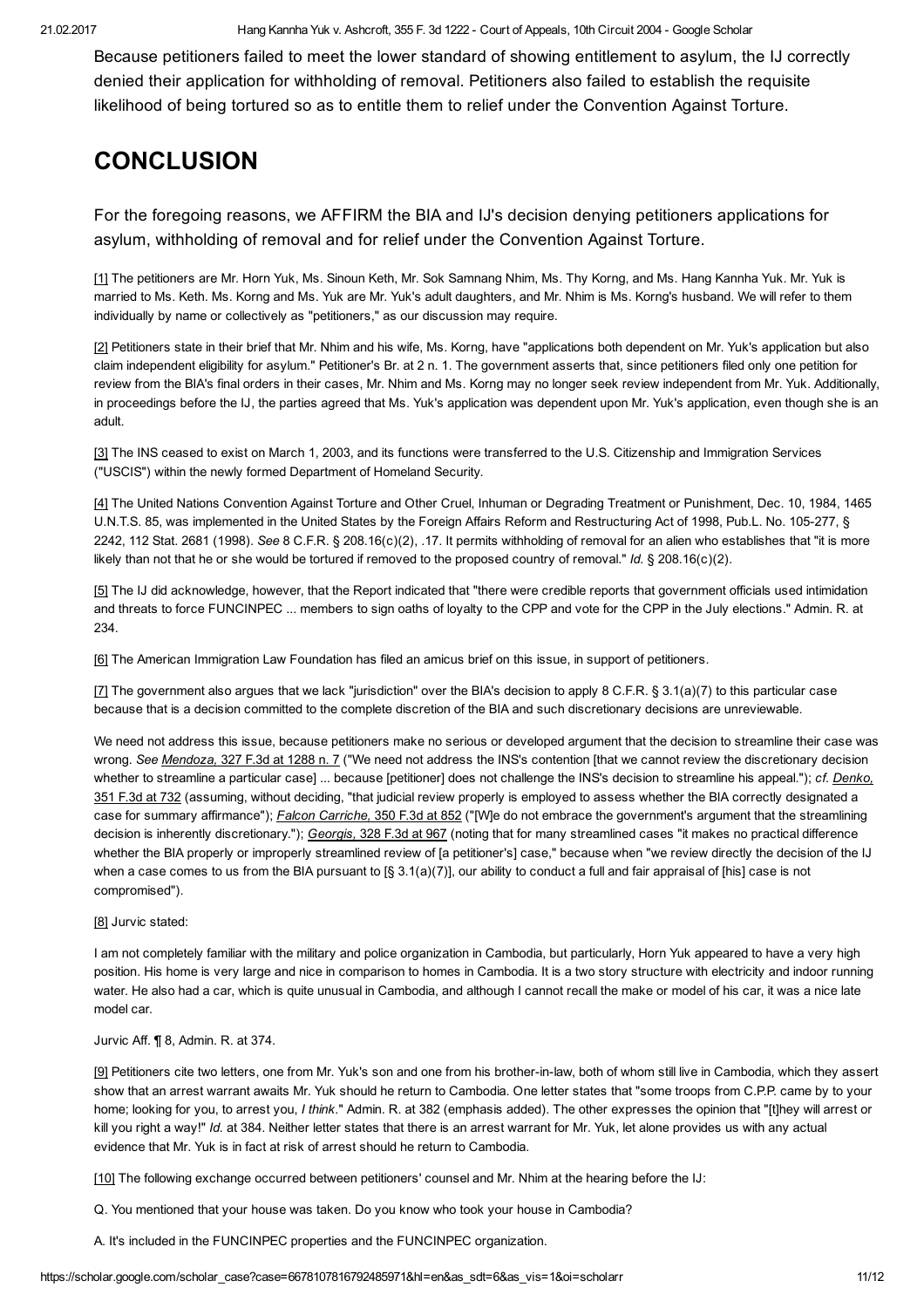Because petitioners failed to meet the lower standard of showing entitlement to asylum, the IJ correctly denied their application for withholding of removal. Petitioners also failed to establish the requisite likelihood of being tortured so as to entitle them to relief under the Convention Against Torture.

## CONCLUSION

For the foregoing reasons, we AFFIRM the BIA and IJ's decision denying petitioners applications for asylum, withholding of removal and for relief under the Convention Against Torture.

[1] The petitioners are Mr. Horn Yuk, Ms. Sinoun Keth, Mr. Sok Samnang Nhim, Ms. Thy Korng, and Ms. Hang Kannha Yuk. Mr. Yuk is married to Ms. Keth. Ms. Korng and Ms. Yuk are Mr. Yuk's adult daughters, and Mr. Nhim is Ms. Korng's husband. We will refer to them individually by name or collectively as "petitioners," as our discussion may require.

[2] Petitioners state in their brief that Mr. Nhim and his wife, Ms. Korng, have "applications both dependent on Mr. Yuk's application but also claim independent eligibility for asylum." Petitioner's Br. at 2 n. 1. The government asserts that, since petitioners filed only one petition for review from the BIA's final orders in their cases, Mr. Nhim and Ms. Korng may no longer seek review independent from Mr. Yuk. Additionally, in proceedings before the IJ, the parties agreed that Ms. Yuk's application was dependent upon Mr. Yuk's application, even though she is an adult.

[3] The INS ceased to exist on March 1, 2003, and its functions were transferred to the U.S. Citizenship and Immigration Services ("USCIS") within the newly formed Department of Homeland Security.

[4] The United Nations Convention Against Torture and Other Cruel, Inhuman or Degrading Treatment or Punishment, Dec. 10, 1984, 1465 U.N.T.S. 85, was implemented in the United States by the Foreign Affairs Reform and Restructuring Act of 1998, Pub.L. No. 105-277, § 2242, 112 Stat. 2681 (1998). *See* 8 C.F.R. § 208.16(c)(2), .17. It permits withholding of removal for an alien who establishes that "it is more likely than not that he or she would be tortured if removed to the proposed country of removal." *Id.* § 208.16(c)(2).

[5] The IJ did acknowledge, however, that the Report indicated that "there were credible reports that government officials used intimidation and threats to force FUNCINPEC ... members to sign oaths of loyalty to the CPP and vote for the CPP in the July elections." Admin. R. at 234.

[6] The American Immigration Law Foundation has filed an amicus brief on this issue, in support of petitioners.

[7] The government also argues that we lack "jurisdiction" over the BIA's decision to apply 8 C.F.R. § 3.1(a)(7) to this particular case because that is a decision committed to the complete discretion of the BIA and such discretionary decisions are unreviewable.

We need not address this issue, because petitioners make no serious or developed argument that the decision to streamline their case was wrong. *See Mendoza,* 327 F.3d at 1288 n. 7 ("We need not address the INS's contention [that we cannot review the discretionary decision whether to streamline a particular case] ... because [petitioner] does not challenge the INS's decision to streamline his appeal."); *cf. Denko,* 351 F.3d at 732 (assuming, without deciding, "that judicial review properly is employed to assess whether the BIA correctly designated a case for summary affirmance"); *Falcon Carriche,* 350 F.3d at 852 ("[W]e do not embrace the government's argument that the streamlining decision is inherently discretionary."); *Georgis,* 328 F.3d at 967 (noting that for many streamlined cases "it makes no practical difference whether the BIA properly or improperly streamlined review of [a petitioner's] case," because when "we review directly the decision of the IJ when a case comes to us from the BIA pursuant to [§ 3.1(a)(7)], our ability to conduct a full and fair appraisal of [his] case is not compromised").

[8] Jurvic stated:

I am not completely familiar with the military and police organization in Cambodia, but particularly, Horn Yuk appeared to have a very high position. His home is very large and nice in comparison to homes in Cambodia. It is a two story structure with electricity and indoor running water. He also had a car, which is quite unusual in Cambodia, and although I cannot recall the make or model of his car, it was a nice late model car.

Jurvic Aff. ¶ 8, Admin. R. at 374.

[9] Petitioners cite two letters, one from Mr. Yuk's son and one from his brother-in-law, both of whom still live in Cambodia, which they assert show that an arrest warrant awaits Mr. Yuk should he return to Cambodia. One letter states that "some troops from C.P.P. came by to your home; looking for you, to arrest you, *I think*." Admin. R. at 382 (emphasis added). The other expresses the opinion that "[t]hey will arrest or kill you right a way!" *Id.* at 384. Neither letter states that there is an arrest warrant for Mr. Yuk, let alone provides us with any actual evidence that Mr. Yuk is in fact at risk of arrest should he return to Cambodia.

[10] The following exchange occurred between petitioners' counsel and Mr. Nhim at the hearing before the IJ:

Q. You mentioned that your house was taken. Do you know who took your house in Cambodia?

A. It's included in the FUNCINPEC properties and the FUNCINPEC organization.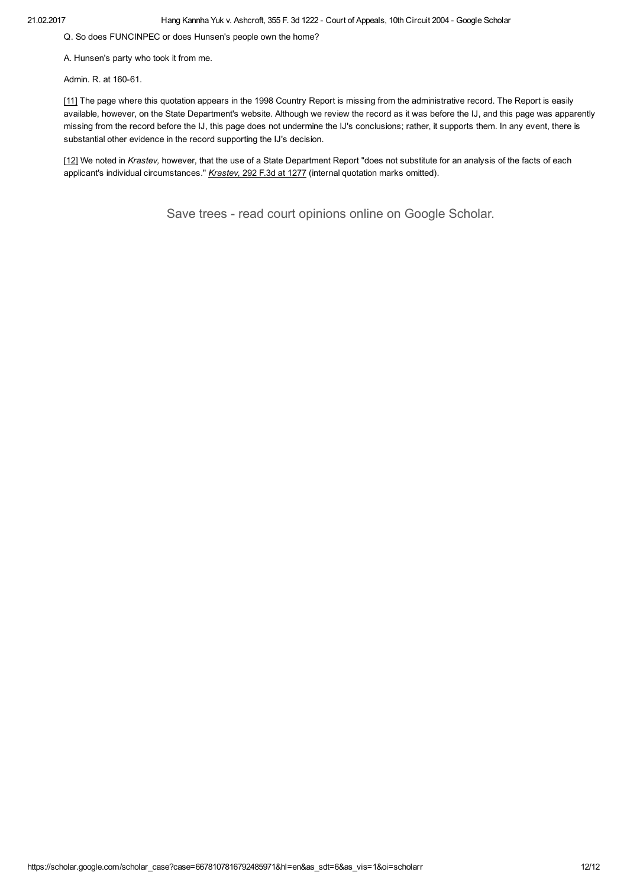Q. So does FUNCINPEC or does Hunsen's people own the home?

A. Hunsen's party who took it from me.

Admin. R. at 160-61.

[11] The page where this quotation appears in the 1998 Country Report is missing from the administrative record. The Report is easily available, however, on the State Department's website. Although we review the record as it was before the IJ, and this page was apparently missing from the record before the IJ, this page does not undermine the IJ's conclusions; rather, it supports them. In any event, there is substantial other evidence in the record supporting the IJ's decision.

[12] We noted in *Krastev,* however, that the use of a State Department Report "does not substitute for an analysis of the facts of each applicant's individual circumstances." *Krastev,* 292 F.3d at 1277 (internal quotation marks omitted).

Save trees - read court opinions online on Google Scholar.